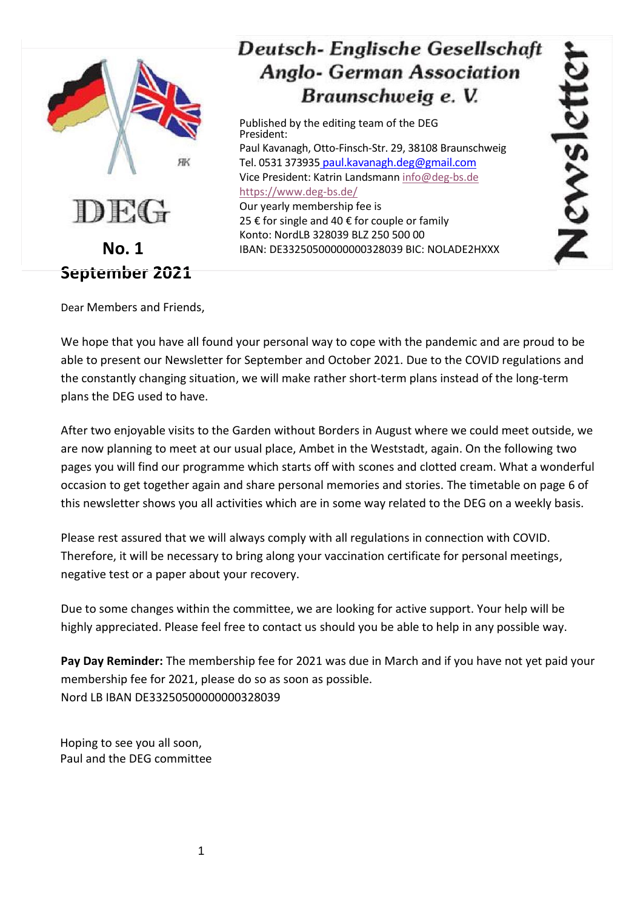# Deutsch- Englische Gesellschaft
# Anglo- German Association
# Braunschweig e. V.

**Newsletter**

DEG

**No. 1**

**September 2021**

Published by the editing team of the DEG
President:
Paul Kavanagh, Otto-Finsch-Str. 29, 38108 Braunschweig
Tel. 0531 373935 paul.kavanagh.deg@gmail.com
Vice President: Katrin Landsmann info@deg-bs.de
https://www.deg-bs.de/
Our yearly membership fee is
25 € for single and 40 € for couple or family
Konto: NordLB 328039 BLZ 250 500 00
IBAN: DE33250500000000328039 BIC: NOLADE2HXXX

Dear Members and Friends,

We hope that you have all found your personal way to cope with the pandemic and are proud to be able to present our Newsletter for September and October 2021. Due to the COVID regulations and the constantly changing situation, we will make rather short-term plans instead of the long-term plans the DEG used to have.

After two enjoyable visits to the Garden without Borders in August where we could meet outside, we are now planning to meet at our usual place, Ambet in the Weststadt, again. On the following two pages you will find our programme which starts off with scones and clotted cream. What a wonderful occasion to get together again and share personal memories and stories. The timetable on page 6 of this newsletter shows you all activities which are in some way related to the DEG on a weekly basis.

Please rest assured that we will always comply with all regulations in connection with COVID. Therefore, it will be necessary to bring along your vaccination certificate for personal meetings, negative test or a paper about your recovery.

Due to some changes within the committee, we are looking for active support. Your help will be highly appreciated. Please feel free to contact us should you be able to help in any possible way.

**Pay Day Reminder:** The membership fee for 2021 was due in March and if you have not yet paid your membership fee for 2021, please do so as soon as possible.
Nord LB IBAN DE33250500000000328039

Hoping to see you all soon,
Paul and the DEG committee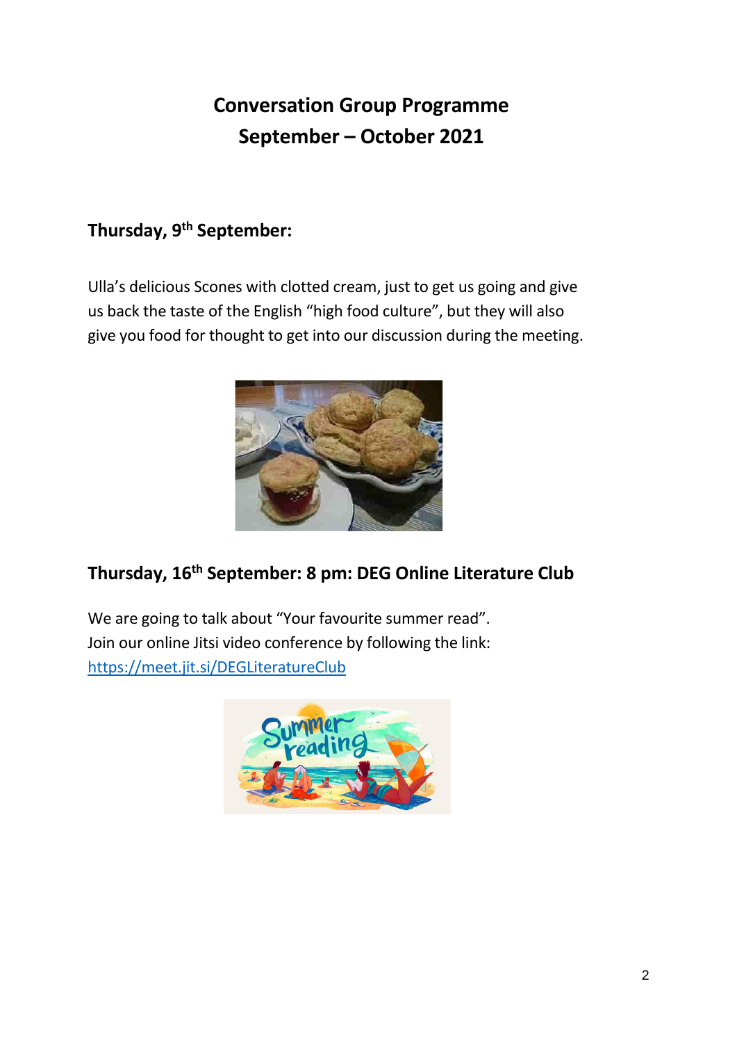# Conversation Group Programme
# September – October 2021

## Thursday, 9th September:

Ulla's delicious Scones with clotted cream, just to get us going and give us back the taste of the English "high food culture", but they will also give you food for thought to get into our discussion during the meeting.

## Thursday, 16th September: 8 pm: DEG Online Literature Club

We are going to talk about "Your favourite summer read".
Join our online Jitsi video conference by following the link:
https://meet.jit.si/DEGLiteratureClub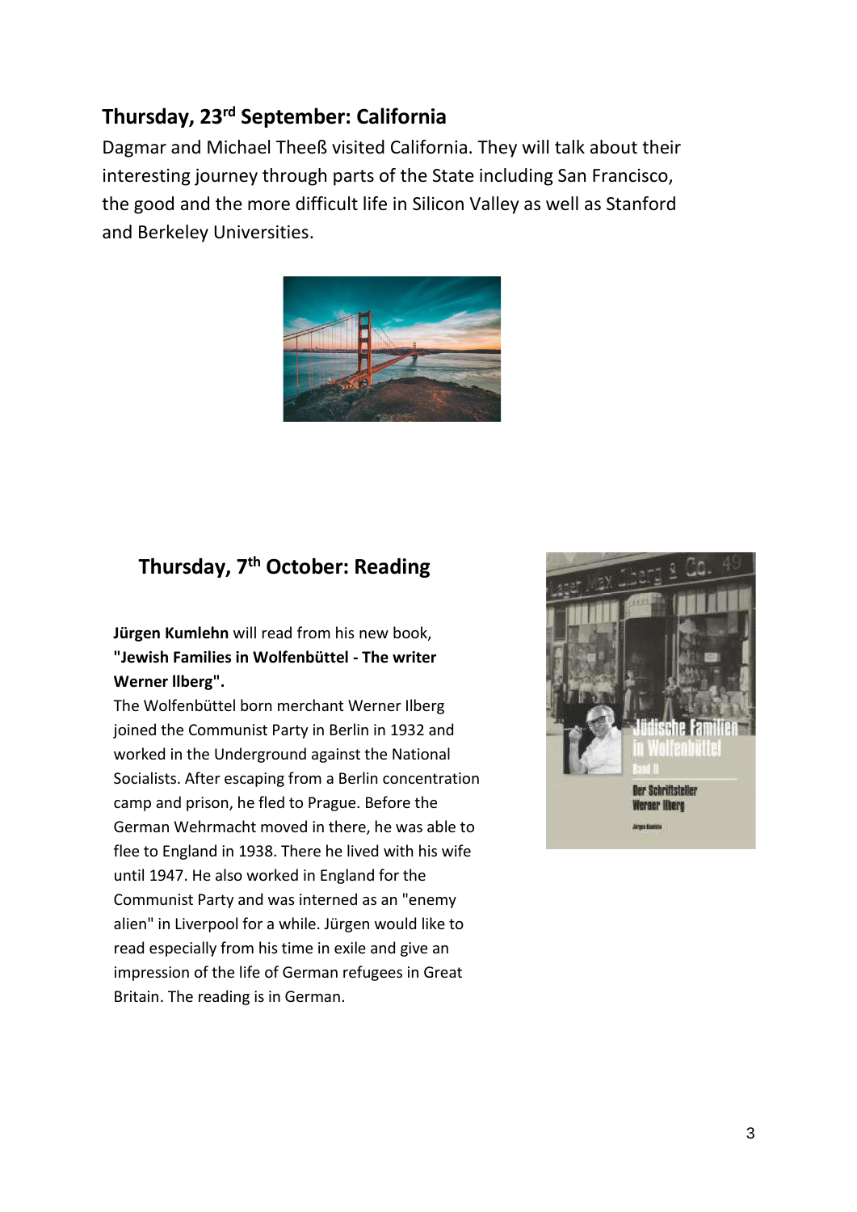## Thursday, 23rd September: California

Dagmar and Michael Theeß visited California. They will talk about their interesting journey through parts of the State including San Francisco, the good and the more difficult life in Silicon Valley as well as Stanford and Berkeley Universities.

## Thursday, 7th October: Reading

**Jürgen Kumlehn** will read from his new book, **"Jewish Families in Wolfenbüttel - The writer Werner llberg".**

The Wolfenbüttel born merchant Werner Ilberg joined the Communist Party in Berlin in 1932 and worked in the Underground against the National Socialists. After escaping from a Berlin concentration camp and prison, he fled to Prague. Before the German Wehrmacht moved in there, he was able to flee to England in 1938. There he lived with his wife until 1947. He also worked in England for the Communist Party and was interned as an "enemy alien" in Liverpool for a while. Jürgen would like to read especially from his time in exile and give an impression of the life of German refugees in Great Britain. The reading is in German.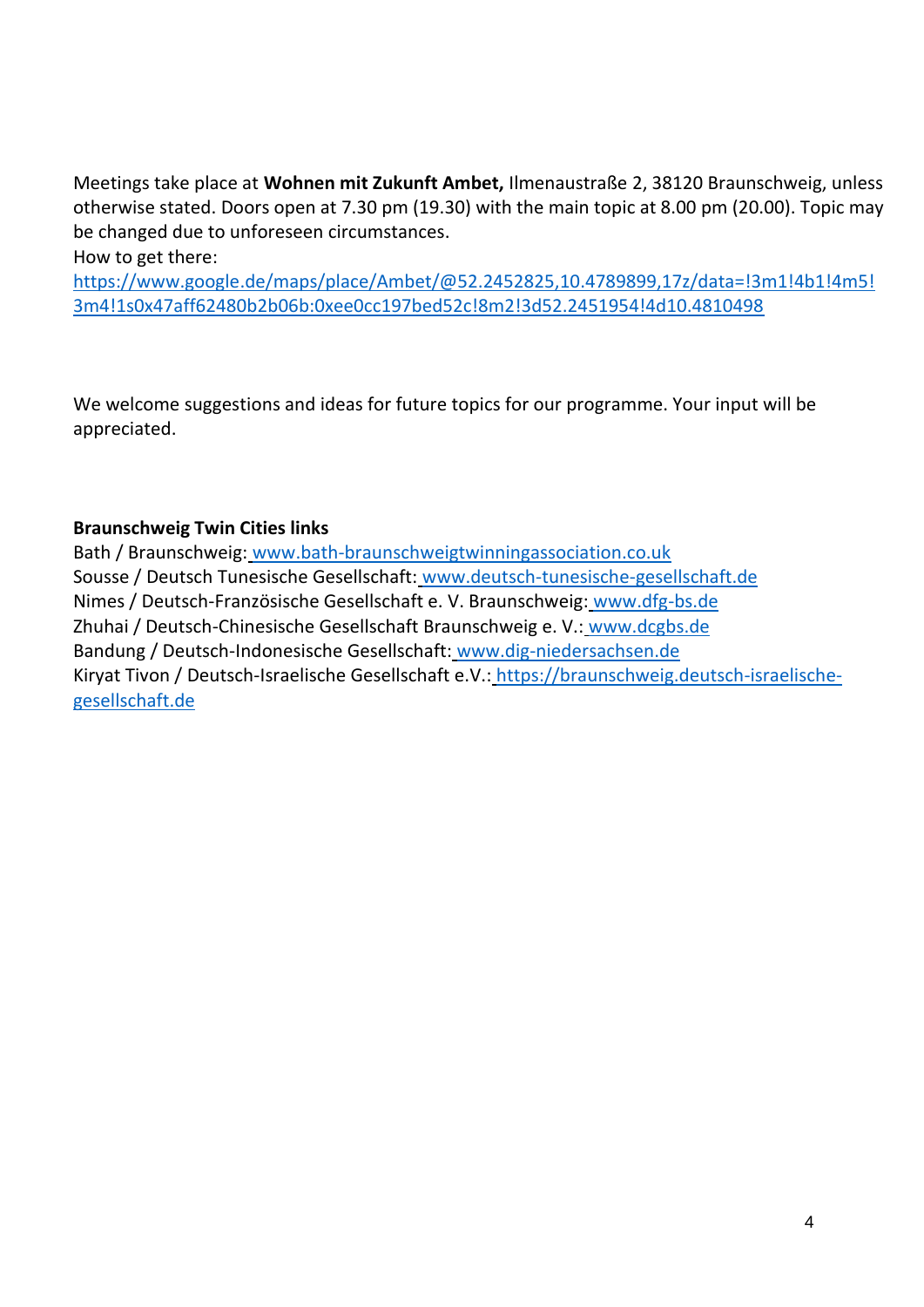Meetings take place at **Wohnen mit Zukunft Ambet,** Ilmenaustraße 2, 38120 Braunschweig, unless otherwise stated. Doors open at 7.30 pm (19.30) with the main topic at 8.00 pm (20.00). Topic may be changed due to unforeseen circumstances.
How to get there:
https://www.google.de/maps/place/Ambet/@52.2452825,10.4789899,17z/data=!3m1!4b1!4m5!3m4!1s0x47aff62480b2b06b:0xee0cc197bed52c!8m2!3d52.2451954!4d10.4810498

We welcome suggestions and ideas for future topics for our programme. Your input will be appreciated.

**Braunschweig Twin Cities links**
Bath / Braunschweig: www.bath-braunschweigtwinningassociation.co.uk
Sousse / Deutsch Tunesische Gesellschaft: www.deutsch-tunesische-gesellschaft.de
Nimes / Deutsch-Französische Gesellschaft e. V. Braunschweig: www.dfg-bs.de
Zhuhai / Deutsch-Chinesische Gesellschaft Braunschweig e. V.: www.dcgbs.de
Bandung / Deutsch-Indonesische Gesellschaft: www.dig-niedersachsen.de
Kiryat Tivon / Deutsch-Israelische Gesellschaft e.V.: https://braunschweig.deutsch-israelische-gesellschaft.de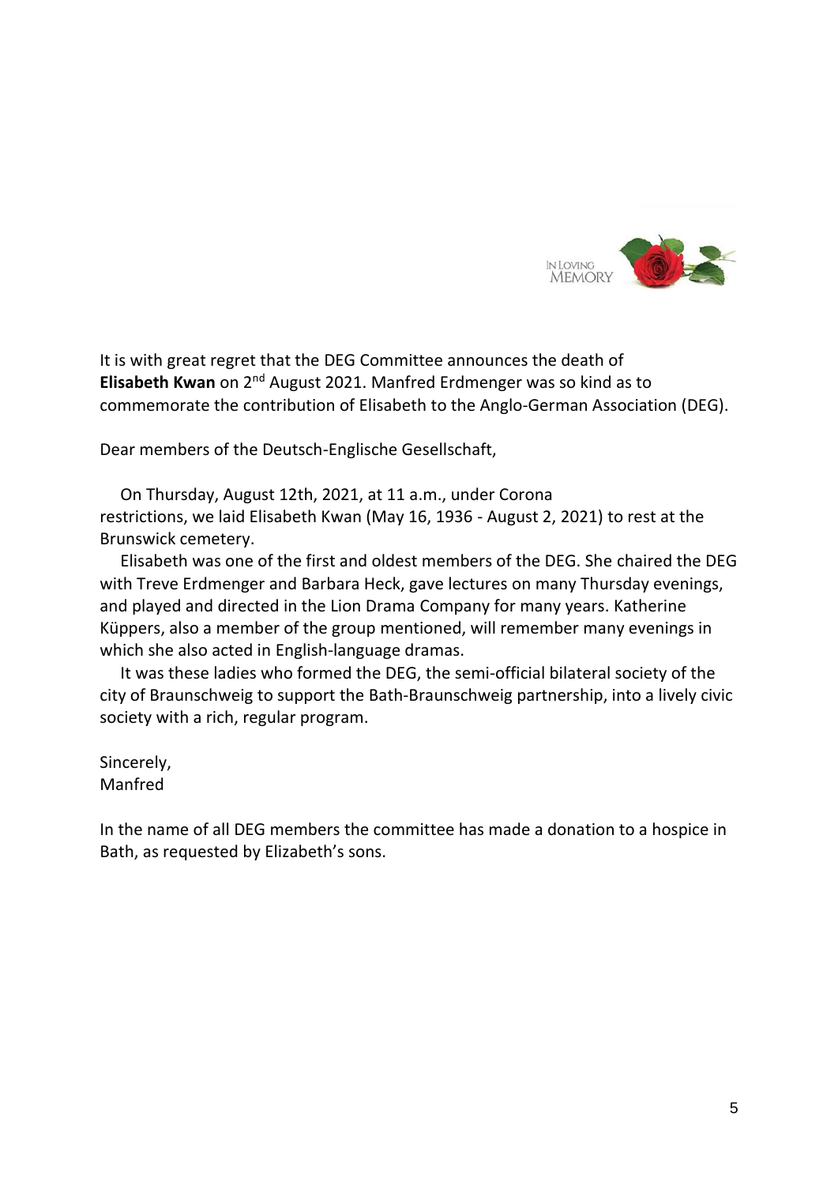IN LOVING MEMORY

It is with great regret that the DEG Committee announces the death of **Elisabeth Kwan** on 2nd August 2021. Manfred Erdmenger was so kind as to commemorate the contribution of Elisabeth to the Anglo-German Association (DEG).

Dear members of the Deutsch-Englische Gesellschaft,

On Thursday, August 12th, 2021, at 11 a.m., under Corona restrictions, we laid Elisabeth Kwan (May 16, 1936 - August 2, 2021) to rest at the Brunswick cemetery.

Elisabeth was one of the first and oldest members of the DEG. She chaired the DEG with Treve Erdmenger and Barbara Heck, gave lectures on many Thursday evenings, and played and directed in the Lion Drama Company for many years. Katherine Küppers, also a member of the group mentioned, will remember many evenings in which she also acted in English-language dramas.

It was these ladies who formed the DEG, the semi-official bilateral society of the city of Braunschweig to support the Bath-Braunschweig partnership, into a lively civic society with a rich, regular program.

Sincerely,
Manfred

In the name of all DEG members the committee has made a donation to a hospice in Bath, as requested by Elizabeth's sons.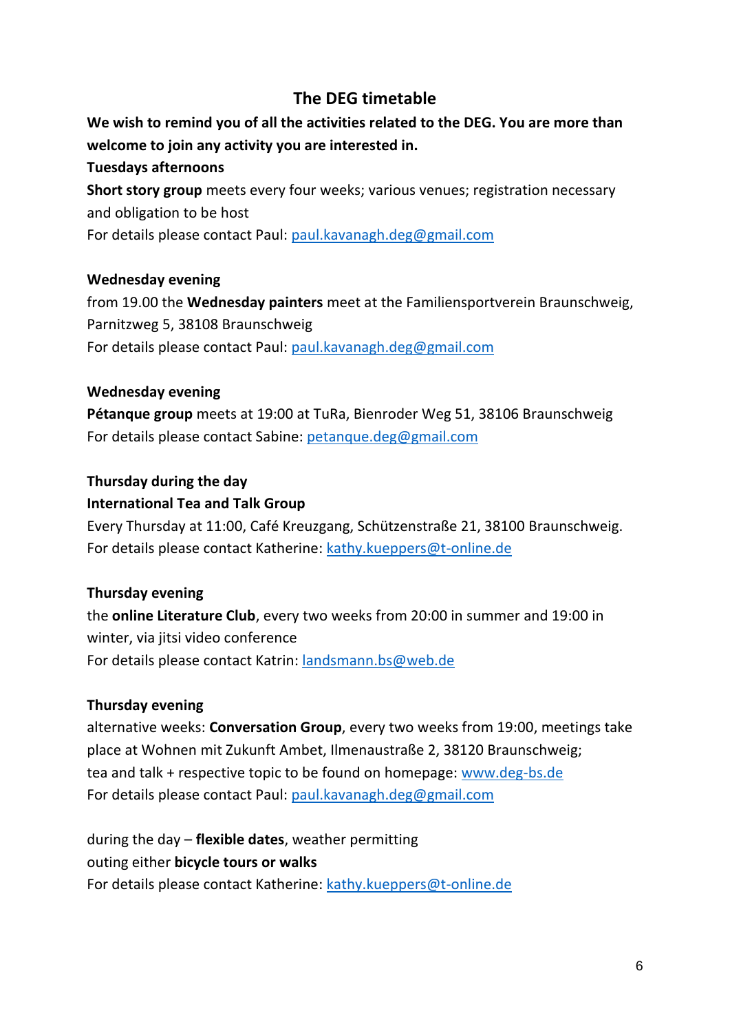## The DEG timetable

**We wish to remind you of all the activities related to the DEG. You are more than welcome to join any activity you are interested in.**

**Tuesdays afternoons**

**Short story group** meets every four weeks; various venues; registration necessary and obligation to be host

For details please contact Paul: paul.kavanagh.deg@gmail.com

**Wednesday evening**

from 19.00 the **Wednesday painters** meet at the Familiensportverein Braunschweig, Parnitzweg 5, 38108 Braunschweig

For details please contact Paul: paul.kavanagh.deg@gmail.com

**Wednesday evening**

**Pétanque group** meets at 19:00 at TuRa, Bienroder Weg 51, 38106 Braunschweig

For details please contact Sabine: petanque.deg@gmail.com

**Thursday during the day**

**International Tea and Talk Group**

Every Thursday at 11:00, Café Kreuzgang, Schützenstraße 21, 38100 Braunschweig.

For details please contact Katherine: kathy.kueppers@t-online.de

**Thursday evening**

the **online Literature Club**, every two weeks from 20:00 in summer and 19:00 in winter, via jitsi video conference

For details please contact Katrin: landsmann.bs@web.de

**Thursday evening**

alternative weeks: **Conversation Group**, every two weeks from 19:00, meetings take place at Wohnen mit Zukunft Ambet, Ilmenaustraße 2, 38120 Braunschweig;

tea and talk + respective topic to be found on homepage: www.deg-bs.de

For details please contact Paul: paul.kavanagh.deg@gmail.com

during the day – **flexible dates**, weather permitting

outing either **bicycle tours or walks**

For details please contact Katherine: kathy.kueppers@t-online.de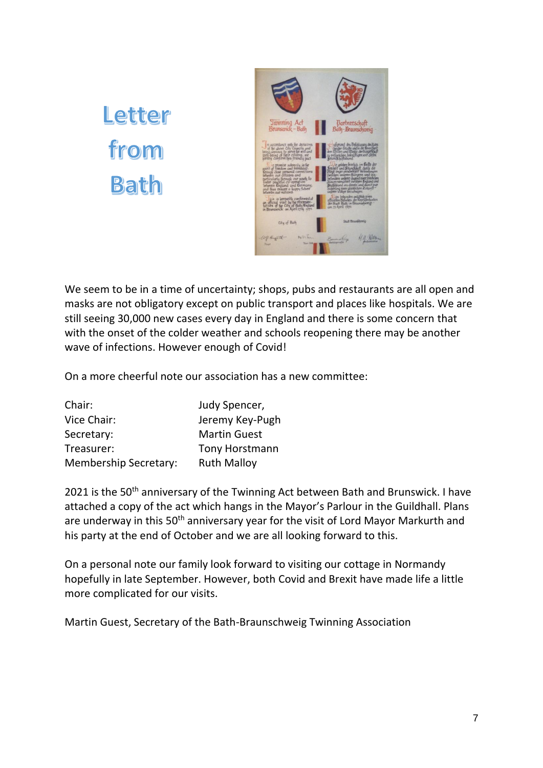# Letter from Bath

We seem to be in a time of uncertainty; shops, pubs and restaurants are all open and masks are not obligatory except on public transport and places like hospitals. We are still seeing 30,000 new cases every day in England and there is some concern that with the onset of the colder weather and schools reopening there may be another wave of infections. However enough of Covid!

On a more cheerful note our association has a new committee:

| | |
|---|---|
| Chair: | Judy Spencer, |
| Vice Chair: | Jeremy Key-Pugh |
| Secretary: | Martin Guest |
| Treasurer: | Tony Horstmann |
| Membership Secretary: | Ruth Malloy |

2021 is the 50th anniversary of the Twinning Act between Bath and Brunswick. I have attached a copy of the act which hangs in the Mayor's Parlour in the Guildhall. Plans are underway in this 50th anniversary year for the visit of Lord Mayor Markurth and his party at the end of October and we are all looking forward to this.

On a personal note our family look forward to visiting our cottage in Normandy hopefully in late September. However, both Covid and Brexit have made life a little more complicated for our visits.

Martin Guest, Secretary of the Bath-Braunschweig Twinning Association